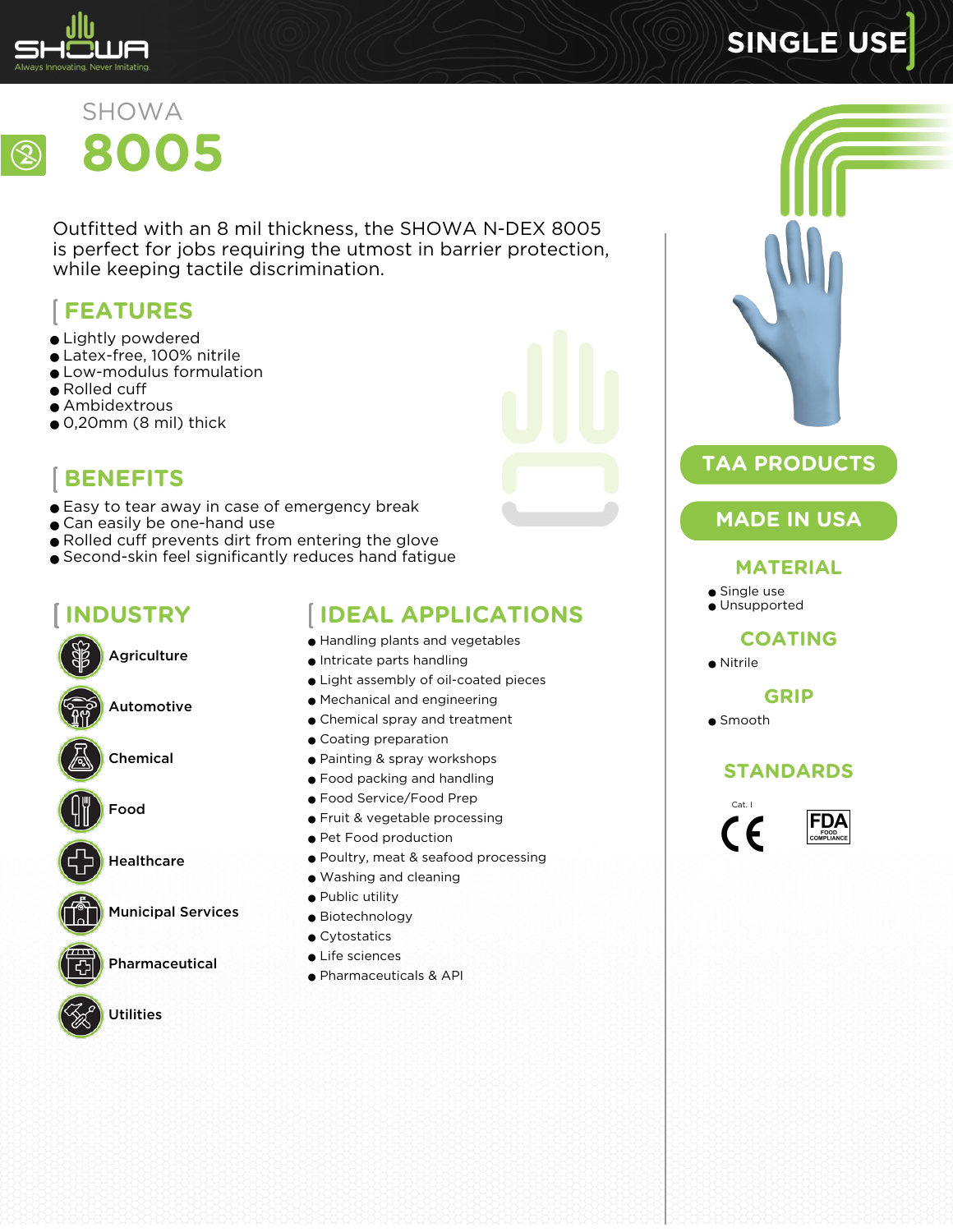SINGLE USE

SHOWA

# 8005

Outfitted with an 8 mil thickness, the SHOWA N-DEX 8005 is perfect for jobs requiring the utmost in barrier protection, while keeping tactile discrimination.

## FEATURES

- Lightly powdered
- Latex-free, 100% nitrile
- Low-modulus formulation
- Rolled cuff
- Ambidextrous
- 0,20mm (8 mil) thick

## BENEFITS

- Easy to tear away in case of emergency break
- Can easily be one-hand use
- Rolled cuff prevents dirt from entering the glove
- Second-skin feel significantly reduces hand fatigue

## INDUSTRY

- Agriculture
- Automotive
- Chemical
- Food
- Healthcare
- Municipal Services
- Pharmaceutical
- Utilities

## IDEAL APPLICATIONS

- Handling plants and vegetables
- Intricate parts handling
- Light assembly of oil-coated pieces
- Mechanical and engineering
- Chemical spray and treatment
- Coating preparation
- Painting & spray workshops
- Food packing and handling
- Food Service/Food Prep
- Fruit & vegetable processing
- Pet Food production
- Poultry, meat & seafood processing
- Washing and cleaning
- Public utility
- Biotechnology
- Cytostatics
- Life sciences
- Pharmaceuticals & API

**TAA PRODUCTS**

**MADE IN USA**

## MATERIAL

- Single use
- Unsupported

## COATING

- Nitrile

## GRIP

- Smooth

## STANDARDS

Cat. I CE

FDA FOOD COMPLIANCE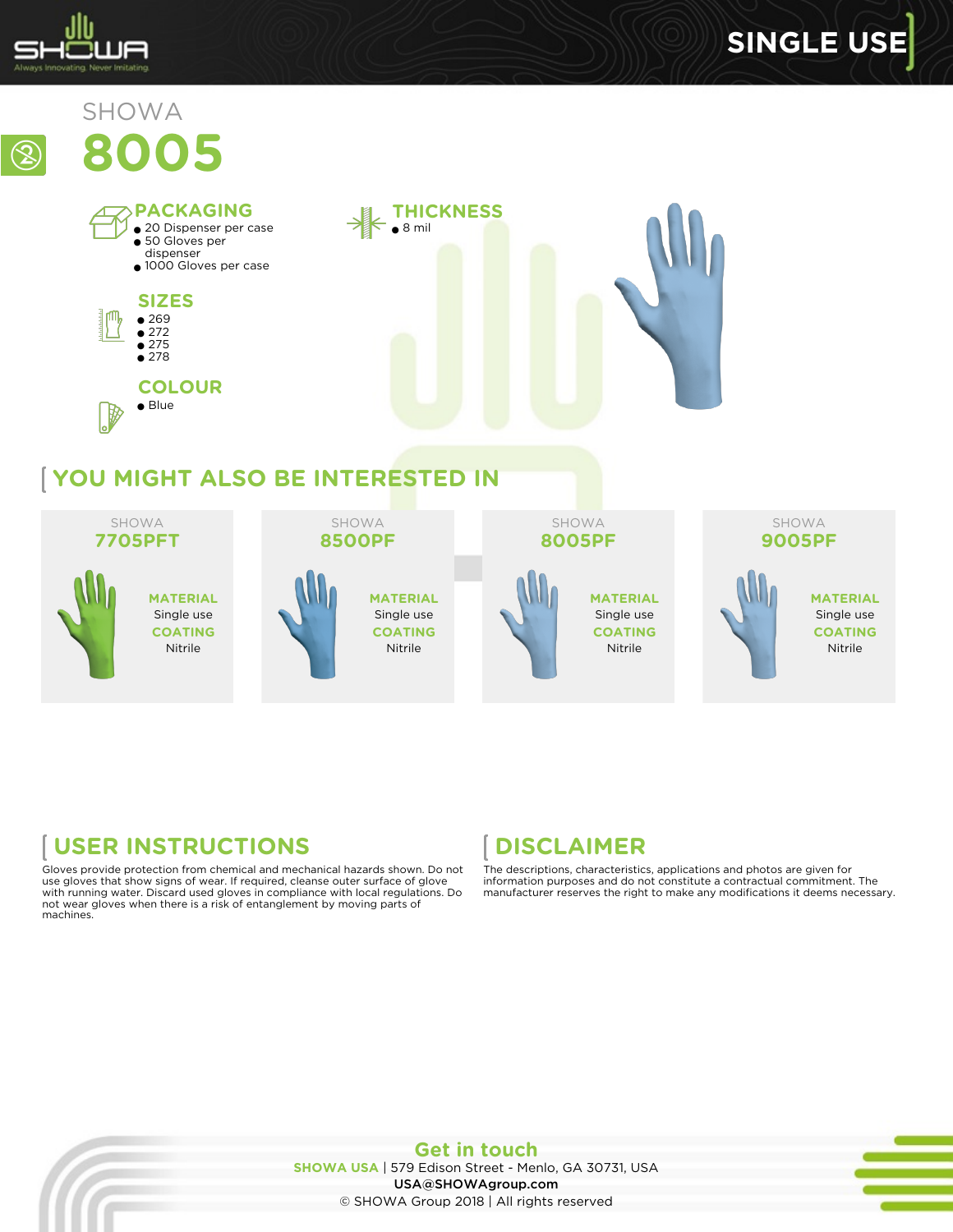SINGLE USE

SHOWA

# 8005

## PACKAGING

- 20 Dispenser per case
- 50 Gloves per dispenser
- 1000 Gloves per case

## THICKNESS

- 8 mil

## SIZES

- 269
- 272
- 275
- 278

## COLOUR

- Blue

## YOU MIGHT ALSO BE INTERESTED IN

SHOWA
**7705PFT**
MATERIAL
Single use
COATING
Nitrile

SHOWA
**8500PF**
MATERIAL
Single use
COATING
Nitrile

SHOWA
**8005PF**
MATERIAL
Single use
COATING
Nitrile

SHOWA
**9005PF**
MATERIAL
Single use
COATING
Nitrile

## USER INSTRUCTIONS

Gloves provide protection from chemical and mechanical hazards shown. Do not use gloves that show signs of wear. If required, cleanse outer surface of glove with running water. Discard used gloves in compliance with local regulations. Do not wear gloves when there is a risk of entanglement by moving parts of machines.

## DISCLAIMER

The descriptions, characteristics, applications and photos are given for information purposes and do not constitute a contractual commitment. The manufacturer reserves the right to make any modifications it deems necessary.

## Get in touch

**SHOWA USA** | 579 Edison Street - Menlo, GA 30731, USA
**USA@SHOWAgroup.com**
© SHOWA Group 2018 | All rights reserved